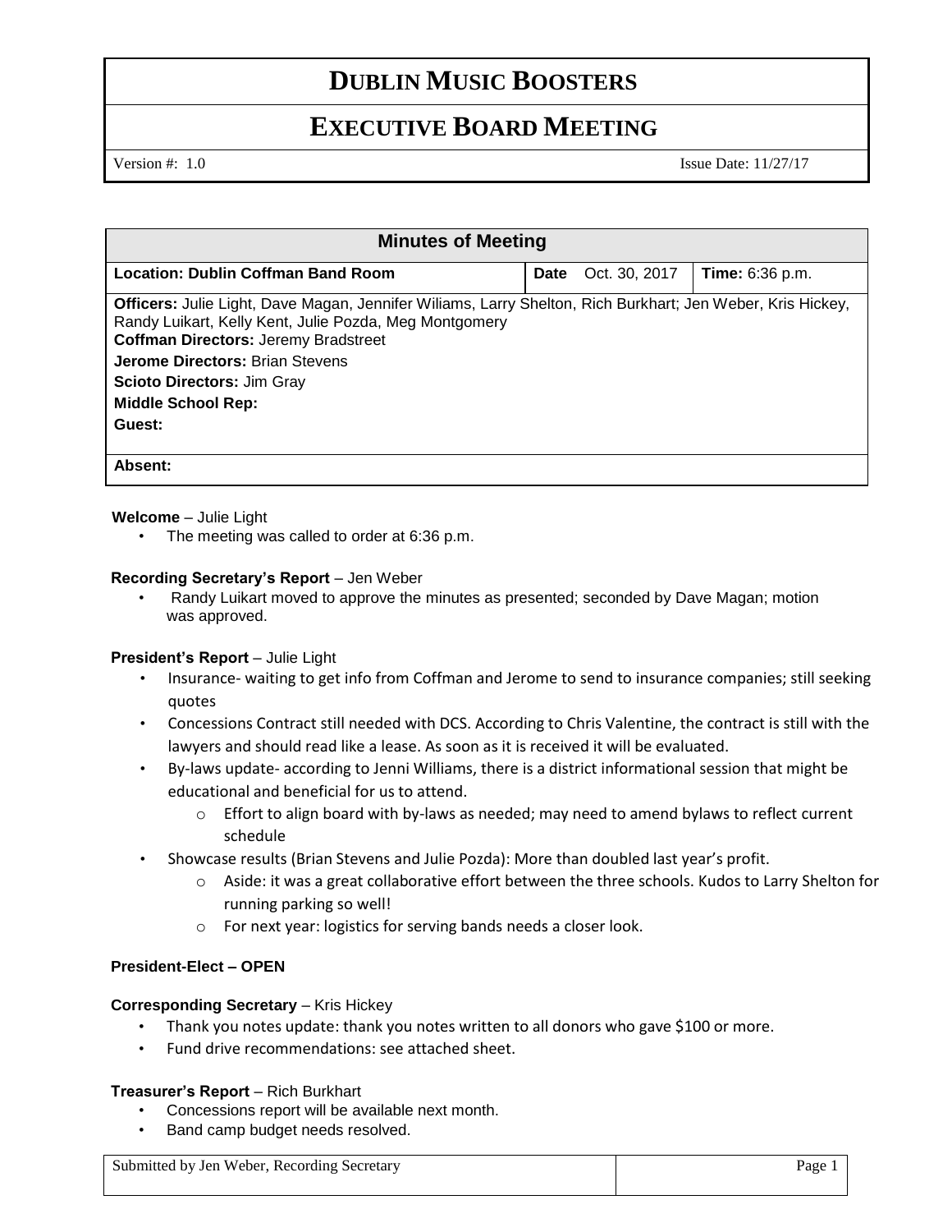# DUBLIN MUSIC BOOSTERS

## EXECUTIVE BOARD MEETING

Version #: 1.0 Issue Date: 11/27/17

| Minutes of Meeting | | |
|---|---|---|
| **Location: Dublin Coffman Band Room** | **Date** Oct. 30, 2017 | **Time:** 6:36 p.m. |
| **Officers:** Julie Light, Dave Magan, Jennifer Wiliams, Larry Shelton, Rich Burkhart; Jen Weber, Kris Hickey, Randy Luikart, Kelly Kent, Julie Pozda, Meg Montgomery<br>**Coffman Directors:** Jeremy Bradstreet<br>**Jerome Directors:** Brian Stevens<br>**Scioto Directors:** Jim Gray<br>**Middle School Rep:**<br>**Guest:** | | |
| **Absent:** | | |

**Welcome** – Julie Light

- The meeting was called to order at 6:36 p.m.

**Recording Secretary's Report** – Jen Weber

- Randy Luikart moved to approve the minutes as presented; seconded by Dave Magan; motion was approved.

**President's Report** – Julie Light

- Insurance- waiting to get info from Coffman and Jerome to send to insurance companies; still seeking quotes
- Concessions Contract still needed with DCS. According to Chris Valentine, the contract is still with the lawyers and should read like a lease. As soon as it is received it will be evaluated.
- By-laws update- according to Jenni Williams, there is a district informational session that might be educational and beneficial for us to attend.
  - Effort to align board with by-laws as needed; may need to amend bylaws to reflect current schedule
- Showcase results (Brian Stevens and Julie Pozda): More than doubled last year's profit.
  - Aside: it was a great collaborative effort between the three schools. Kudos to Larry Shelton for running parking so well!
  - For next year: logistics for serving bands needs a closer look.

**President-Elect – OPEN**

**Corresponding Secretary** – Kris Hickey

- Thank you notes update: thank you notes written to all donors who gave $100 or more.
- Fund drive recommendations: see attached sheet.

**Treasurer's Report** – Rich Burkhart

- Concessions report will be available next month.
- Band camp budget needs resolved.

Submitted by Jen Weber, Recording Secretary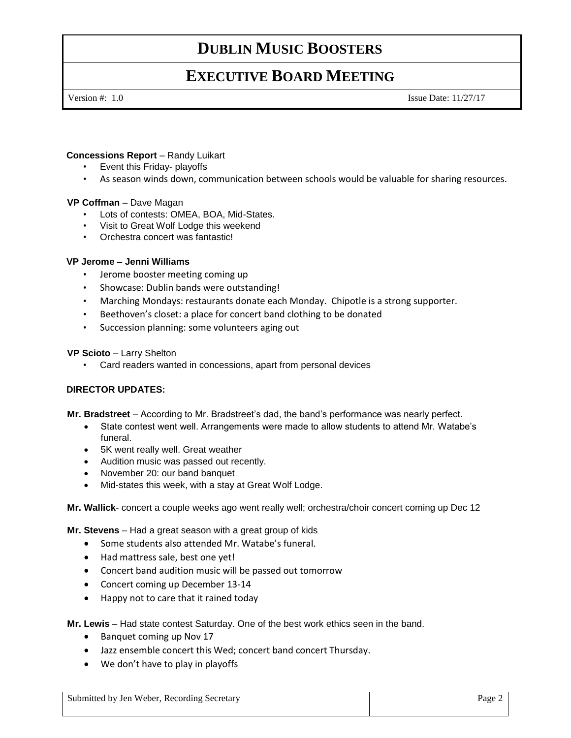**Concessions Report** – Randy Luikart

- Event this Friday- playoffs
- As season winds down, communication between schools would be valuable for sharing resources.

**VP Coffman** – Dave Magan

- Lots of contests: OMEA, BOA, Mid-States.
- Visit to Great Wolf Lodge this weekend
- Orchestra concert was fantastic!

**VP Jerome – Jenni Williams**

- Jerome booster meeting coming up
- Showcase: Dublin bands were outstanding!
- Marching Mondays: restaurants donate each Monday. Chipotle is a strong supporter.
- Beethoven's closet: a place for concert band clothing to be donated
- Succession planning: some volunteers aging out

**VP Scioto** – Larry Shelton

- Card readers wanted in concessions, apart from personal devices

**DIRECTOR UPDATES:**

**Mr. Bradstreet** – According to Mr. Bradstreet's dad, the band's performance was nearly perfect.

- State contest went well. Arrangements were made to allow students to attend Mr. Watabe's funeral.
- 5K went really well. Great weather
- Audition music was passed out recently.
- November 20: our band banquet
- Mid-states this week, with a stay at Great Wolf Lodge.

**Mr. Wallick**- concert a couple weeks ago went really well; orchestra/choir concert coming up Dec 12

**Mr. Stevens** – Had a great season with a great group of kids

- Some students also attended Mr. Watabe's funeral.
- Had mattress sale, best one yet!
- Concert band audition music will be passed out tomorrow
- Concert coming up December 13-14
- Happy not to care that it rained today

**Mr. Lewis** – Had state contest Saturday. One of the best work ethics seen in the band.

- Banquet coming up Nov 17
- Jazz ensemble concert this Wed; concert band concert Thursday.
- We don't have to play in playoffs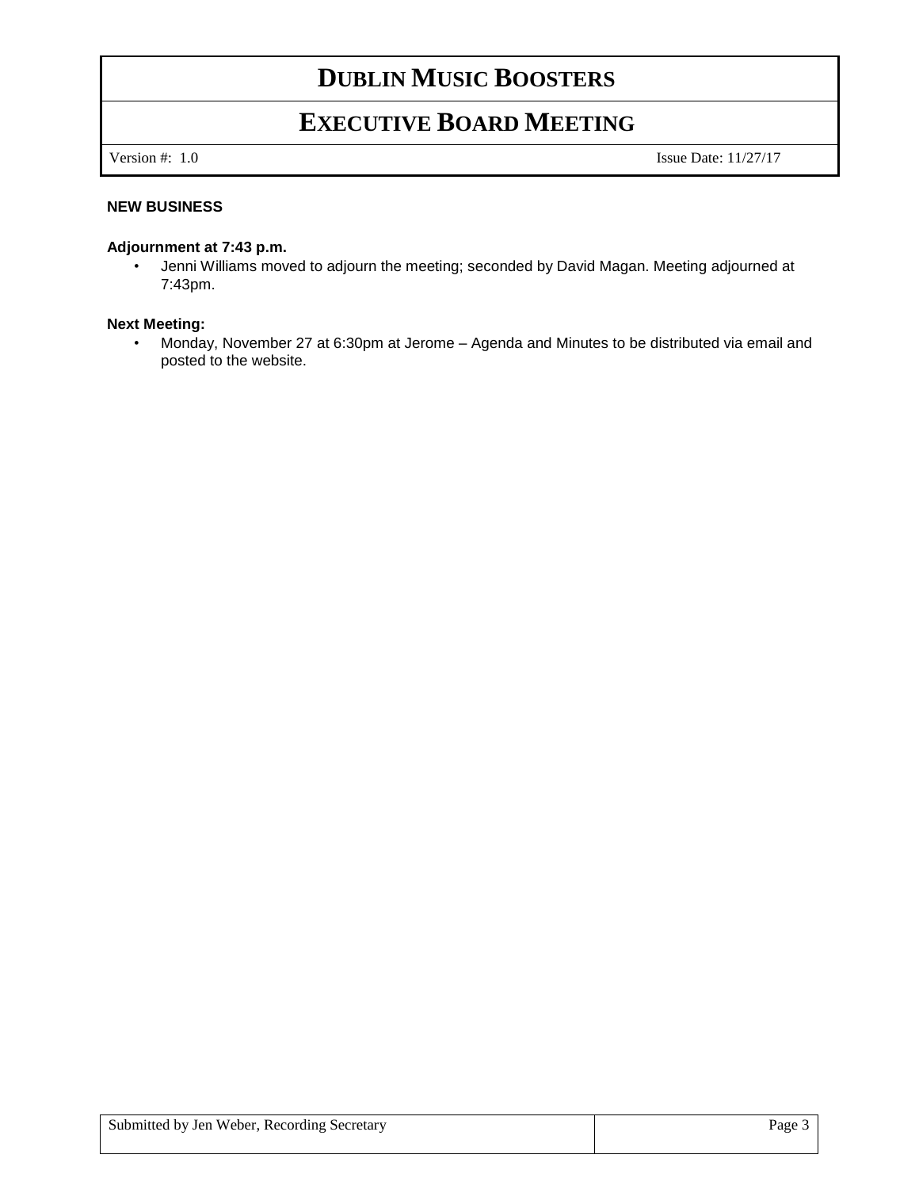**NEW BUSINESS**

**Adjournment at 7:43 p.m.**

- Jenni Williams moved to adjourn the meeting; seconded by David Magan. Meeting adjourned at 7:43pm.

**Next Meeting:**

- Monday, November 27 at 6:30pm at Jerome – Agenda and Minutes to be distributed via email and posted to the website.